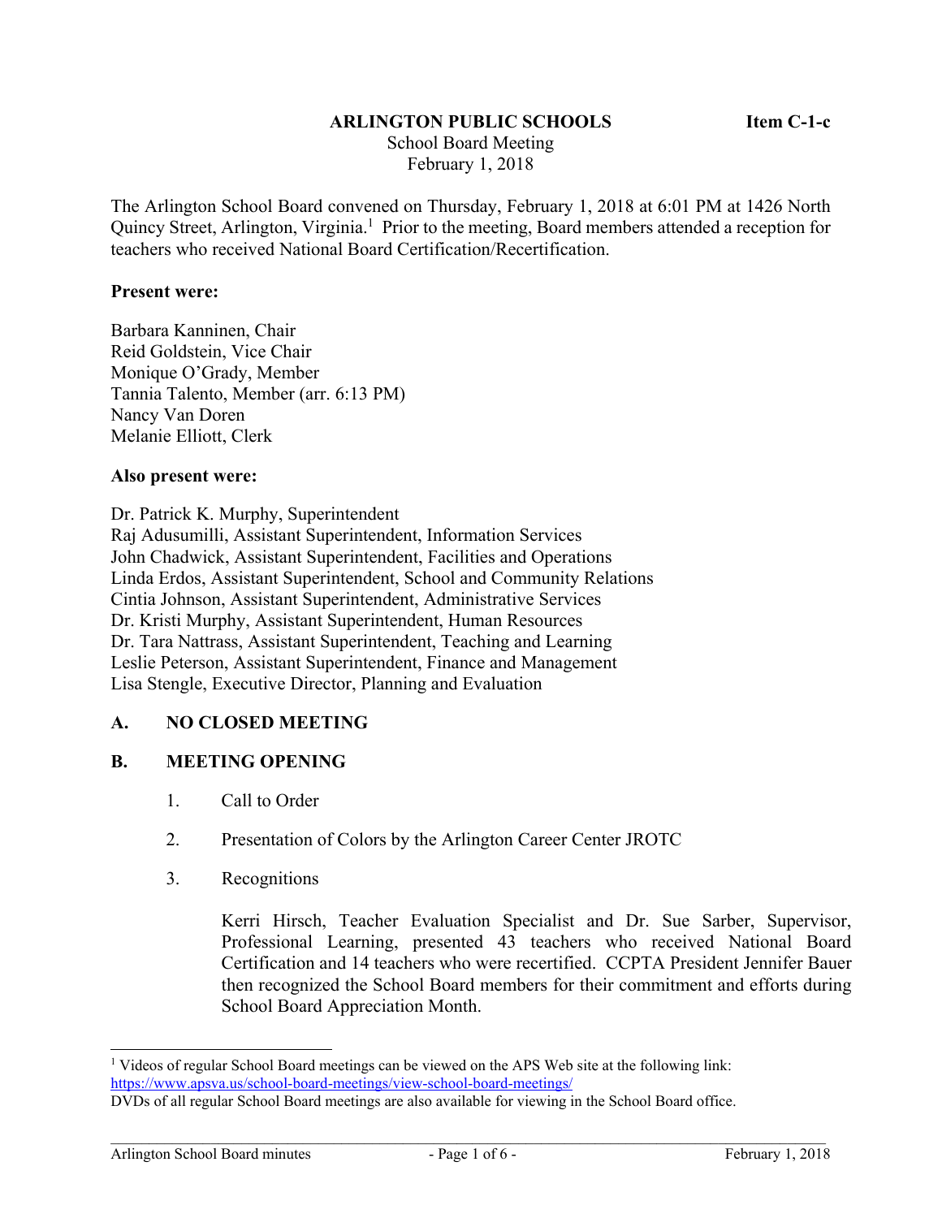**ARLINGTON PUBLIC SCHOOLS** **Item C-1-c**

School Board Meeting
February 1, 2018

The Arlington School Board convened on Thursday, February 1, 2018 at 6:01 PM at 1426 North Quincy Street, Arlington, Virginia.[1] Prior to the meeting, Board members attended a reception for teachers who received National Board Certification/Recertification.

**Present were:**

Barbara Kanninen, Chair
Reid Goldstein, Vice Chair
Monique O'Grady, Member
Tannia Talento, Member (arr. 6:13 PM)
Nancy Van Doren
Melanie Elliott, Clerk

**Also present were:**

Dr. Patrick K. Murphy, Superintendent
Raj Adusumilli, Assistant Superintendent, Information Services
John Chadwick, Assistant Superintendent, Facilities and Operations
Linda Erdos, Assistant Superintendent, School and Community Relations
Cintia Johnson, Assistant Superintendent, Administrative Services
Dr. Kristi Murphy, Assistant Superintendent, Human Resources
Dr. Tara Nattrass, Assistant Superintendent, Teaching and Learning
Leslie Peterson, Assistant Superintendent, Finance and Management
Lisa Stengle, Executive Director, Planning and Evaluation

**A. NO CLOSED MEETING**

**B. MEETING OPENING**

1. Call to Order

2. Presentation of Colors by the Arlington Career Center JROTC

3. Recognitions

   Kerri Hirsch, Teacher Evaluation Specialist and Dr. Sue Sarber, Supervisor, Professional Learning, presented 43 teachers who received National Board Certification and 14 teachers who were recertified. CCPTA President Jennifer Bauer then recognized the School Board members for their commitment and efforts during School Board Appreciation Month.

---

[1] Videos of regular School Board meetings can be viewed on the APS Web site at the following link: https://www.apsva.us/school-board-meetings/view-school-board-meetings/
DVDs of all regular School Board meetings are also available for viewing in the School Board office.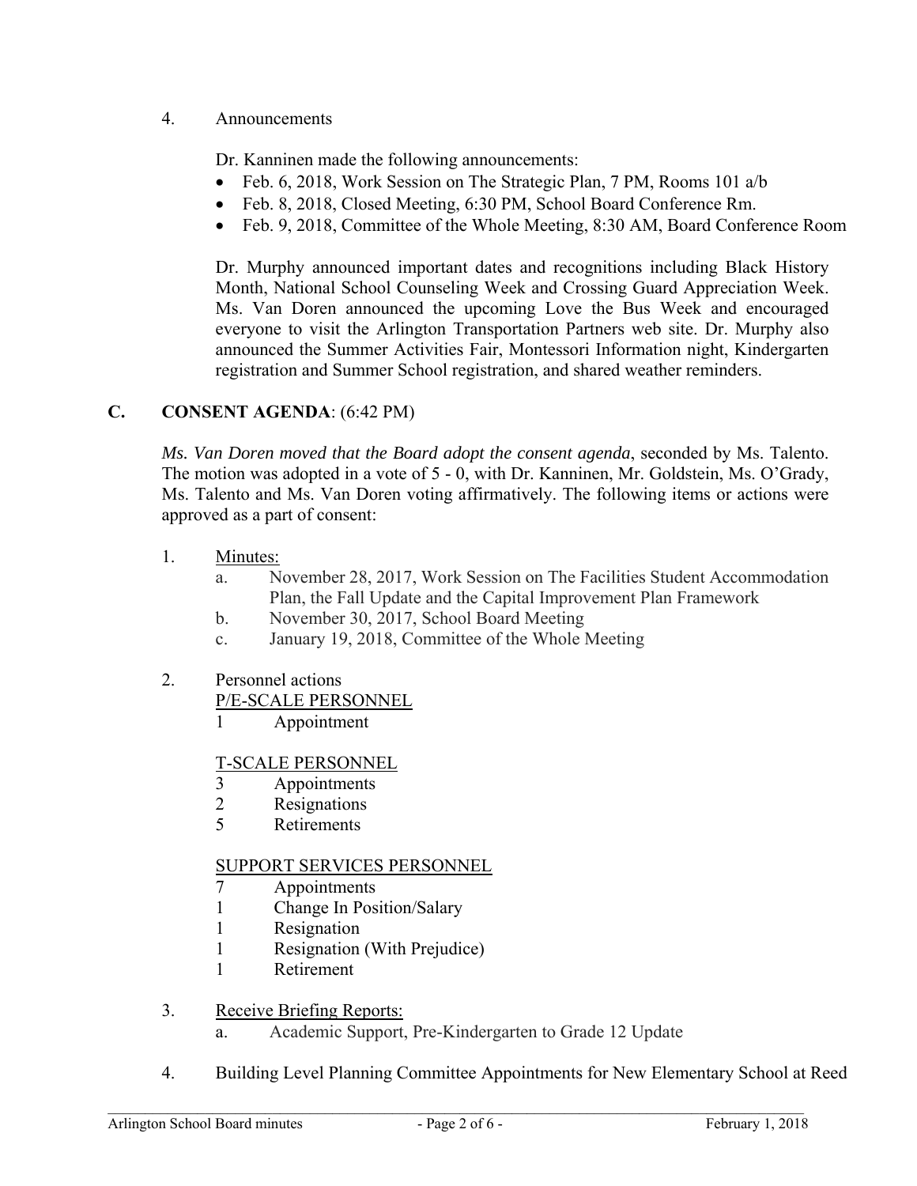4. Announcements

Dr. Kanninen made the following announcements:

- Feb. 6, 2018, Work Session on The Strategic Plan, 7 PM, Rooms 101 a/b
- Feb. 8, 2018, Closed Meeting, 6:30 PM, School Board Conference Rm.
- Feb. 9, 2018, Committee of the Whole Meeting, 8:30 AM, Board Conference Room

Dr. Murphy announced important dates and recognitions including Black History Month, National School Counseling Week and Crossing Guard Appreciation Week. Ms. Van Doren announced the upcoming Love the Bus Week and encouraged everyone to visit the Arlington Transportation Partners web site. Dr. Murphy also announced the Summer Activities Fair, Montessori Information night, Kindergarten registration and Summer School registration, and shared weather reminders.

## C. CONSENT AGENDA: (6:42 PM)

*Ms. Van Doren moved that the Board adopt the consent agenda*, seconded by Ms. Talento. The motion was adopted in a vote of 5 - 0, with Dr. Kanninen, Mr. Goldstein, Ms. O'Grady, Ms. Talento and Ms. Van Doren voting affirmatively. The following items or actions were approved as a part of consent:

1. Minutes:
   a. November 28, 2017, Work Session on The Facilities Student Accommodation Plan, the Fall Update and the Capital Improvement Plan Framework
   b. November 30, 2017, School Board Meeting
   c. January 19, 2018, Committee of the Whole Meeting

2. Personnel actions

   P/E-SCALE PERSONNEL
   1 Appointment

   T-SCALE PERSONNEL
   3 Appointments
   2 Resignations
   5 Retirements

   SUPPORT SERVICES PERSONNEL
   7 Appointments
   1 Change In Position/Salary
   1 Resignation
   1 Resignation (With Prejudice)
   1 Retirement

3. Receive Briefing Reports:
   a. Academic Support, Pre-Kindergarten to Grade 12 Update

4. Building Level Planning Committee Appointments for New Elementary School at Reed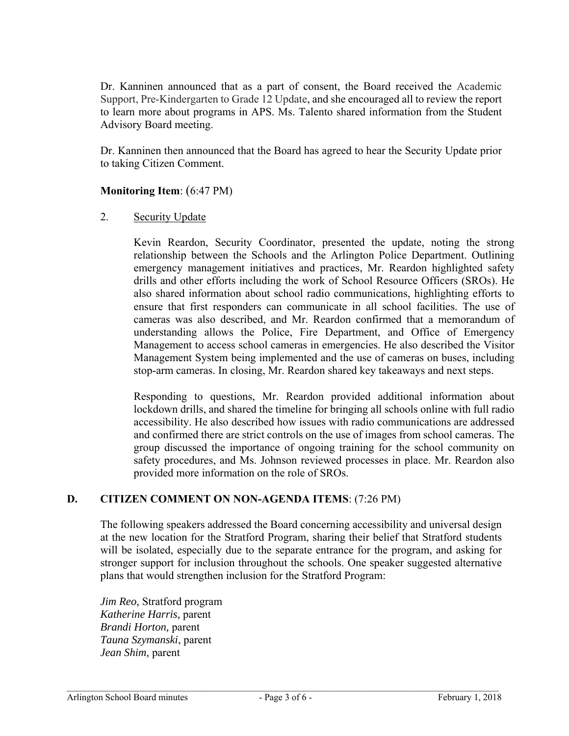Dr. Kanninen announced that as a part of consent, the Board received the Academic Support, Pre-Kindergarten to Grade 12 Update, and she encouraged all to review the report to learn more about programs in APS. Ms. Talento shared information from the Student Advisory Board meeting.

Dr. Kanninen then announced that the Board has agreed to hear the Security Update prior to taking Citizen Comment.

**Monitoring Item**: (6:47 PM)

2. Security Update

   Kevin Reardon, Security Coordinator, presented the update, noting the strong relationship between the Schools and the Arlington Police Department. Outlining emergency management initiatives and practices, Mr. Reardon highlighted safety drills and other efforts including the work of School Resource Officers (SROs). He also shared information about school radio communications, highlighting efforts to ensure that first responders can communicate in all school facilities. The use of cameras was also described, and Mr. Reardon confirmed that a memorandum of understanding allows the Police, Fire Department, and Office of Emergency Management to access school cameras in emergencies. He also described the Visitor Management System being implemented and the use of cameras on buses, including stop-arm cameras. In closing, Mr. Reardon shared key takeaways and next steps.

   Responding to questions, Mr. Reardon provided additional information about lockdown drills, and shared the timeline for bringing all schools online with full radio accessibility. He also described how issues with radio communications are addressed and confirmed there are strict controls on the use of images from school cameras. The group discussed the importance of ongoing training for the school community on safety procedures, and Ms. Johnson reviewed processes in place. Mr. Reardon also provided more information on the role of SROs.

## D. CITIZEN COMMENT ON NON-AGENDA ITEMS: (7:26 PM)

The following speakers addressed the Board concerning accessibility and universal design at the new location for the Stratford Program, sharing their belief that Stratford students will be isolated, especially due to the separate entrance for the program, and asking for stronger support for inclusion throughout the schools. One speaker suggested alternative plans that would strengthen inclusion for the Stratford Program:

*Jim Reo,* Stratford program
*Katherine Harris,* parent
*Brandi Horton,* parent
*Tauna Szymanski*, parent
*Jean Shim,* parent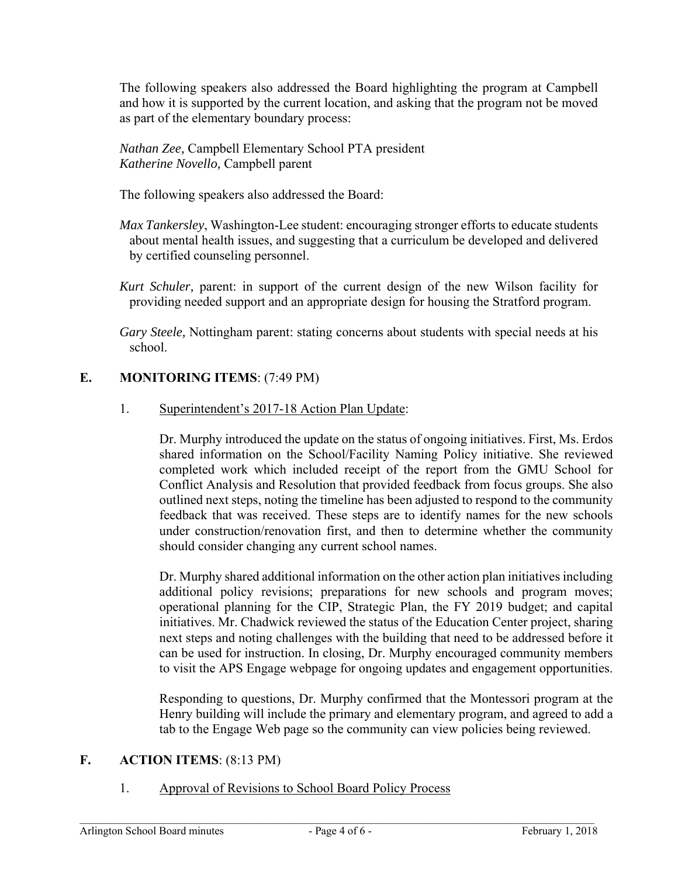The following speakers also addressed the Board highlighting the program at Campbell and how it is supported by the current location, and asking that the program not be moved as part of the elementary boundary process:

*Nathan Zee,* Campbell Elementary School PTA president
*Katherine Novello,* Campbell parent

The following speakers also addressed the Board:

*Max Tankersley*, Washington-Lee student: encouraging stronger efforts to educate students about mental health issues, and suggesting that a curriculum be developed and delivered by certified counseling personnel.

*Kurt Schuler,* parent: in support of the current design of the new Wilson facility for providing needed support and an appropriate design for housing the Stratford program.

*Gary Steele,* Nottingham parent: stating concerns about students with special needs at his school.

## E. MONITORING ITEMS: (7:49 PM)

1. Superintendent's 2017-18 Action Plan Update:

Dr. Murphy introduced the update on the status of ongoing initiatives. First, Ms. Erdos shared information on the School/Facility Naming Policy initiative. She reviewed completed work which included receipt of the report from the GMU School for Conflict Analysis and Resolution that provided feedback from focus groups. She also outlined next steps, noting the timeline has been adjusted to respond to the community feedback that was received. These steps are to identify names for the new schools under construction/renovation first, and then to determine whether the community should consider changing any current school names.

Dr. Murphy shared additional information on the other action plan initiatives including additional policy revisions; preparations for new schools and program moves; operational planning for the CIP, Strategic Plan, the FY 2019 budget; and capital initiatives. Mr. Chadwick reviewed the status of the Education Center project, sharing next steps and noting challenges with the building that need to be addressed before it can be used for instruction. In closing, Dr. Murphy encouraged community members to visit the APS Engage webpage for ongoing updates and engagement opportunities.

Responding to questions, Dr. Murphy confirmed that the Montessori program at the Henry building will include the primary and elementary program, and agreed to add a tab to the Engage Web page so the community can view policies being reviewed.

## F. ACTION ITEMS: (8:13 PM)

1. Approval of Revisions to School Board Policy Process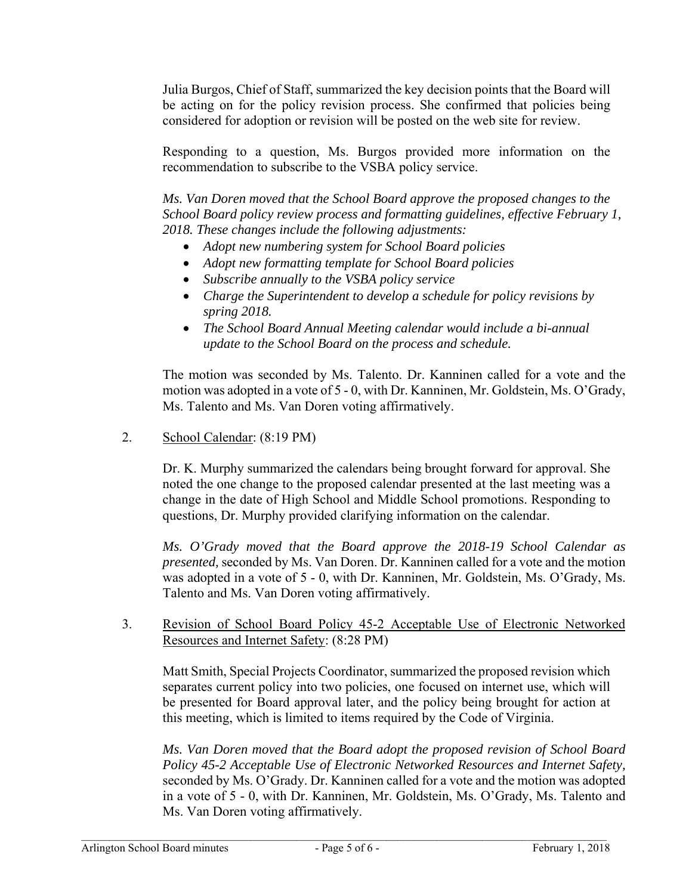Julia Burgos, Chief of Staff, summarized the key decision points that the Board will be acting on for the policy revision process. She confirmed that policies being considered for adoption or revision will be posted on the web site for review.

Responding to a question, Ms. Burgos provided more information on the recommendation to subscribe to the VSBA policy service.

*Ms. Van Doren moved that the School Board approve the proposed changes to the School Board policy review process and formatting guidelines, effective February 1, 2018. These changes include the following adjustments:*

- *Adopt new numbering system for School Board policies*
- *Adopt new formatting template for School Board policies*
- *Subscribe annually to the VSBA policy service*
- *Charge the Superintendent to develop a schedule for policy revisions by spring 2018.*
- *The School Board Annual Meeting calendar would include a bi-annual update to the School Board on the process and schedule.*

The motion was seconded by Ms. Talento. Dr. Kanninen called for a vote and the motion was adopted in a vote of 5 - 0, with Dr. Kanninen, Mr. Goldstein, Ms. O'Grady, Ms. Talento and Ms. Van Doren voting affirmatively.

2. <u>School Calendar</u>: (8:19 PM)

Dr. K. Murphy summarized the calendars being brought forward for approval. She noted the one change to the proposed calendar presented at the last meeting was a change in the date of High School and Middle School promotions. Responding to questions, Dr. Murphy provided clarifying information on the calendar.

*Ms. O'Grady moved that the Board approve the 2018-19 School Calendar as presented,* seconded by Ms. Van Doren. Dr. Kanninen called for a vote and the motion was adopted in a vote of 5 - 0, with Dr. Kanninen, Mr. Goldstein, Ms. O'Grady, Ms. Talento and Ms. Van Doren voting affirmatively.

3. <u>Revision of School Board Policy 45-2 Acceptable Use of Electronic Networked Resources and Internet Safety</u>: (8:28 PM)

Matt Smith, Special Projects Coordinator, summarized the proposed revision which separates current policy into two policies, one focused on internet use, which will be presented for Board approval later, and the policy being brought for action at this meeting, which is limited to items required by the Code of Virginia.

*Ms. Van Doren moved that the Board adopt the proposed revision of School Board Policy 45-2 Acceptable Use of Electronic Networked Resources and Internet Safety,* seconded by Ms. O'Grady. Dr. Kanninen called for a vote and the motion was adopted in a vote of 5 - 0, with Dr. Kanninen, Mr. Goldstein, Ms. O'Grady, Ms. Talento and Ms. Van Doren voting affirmatively.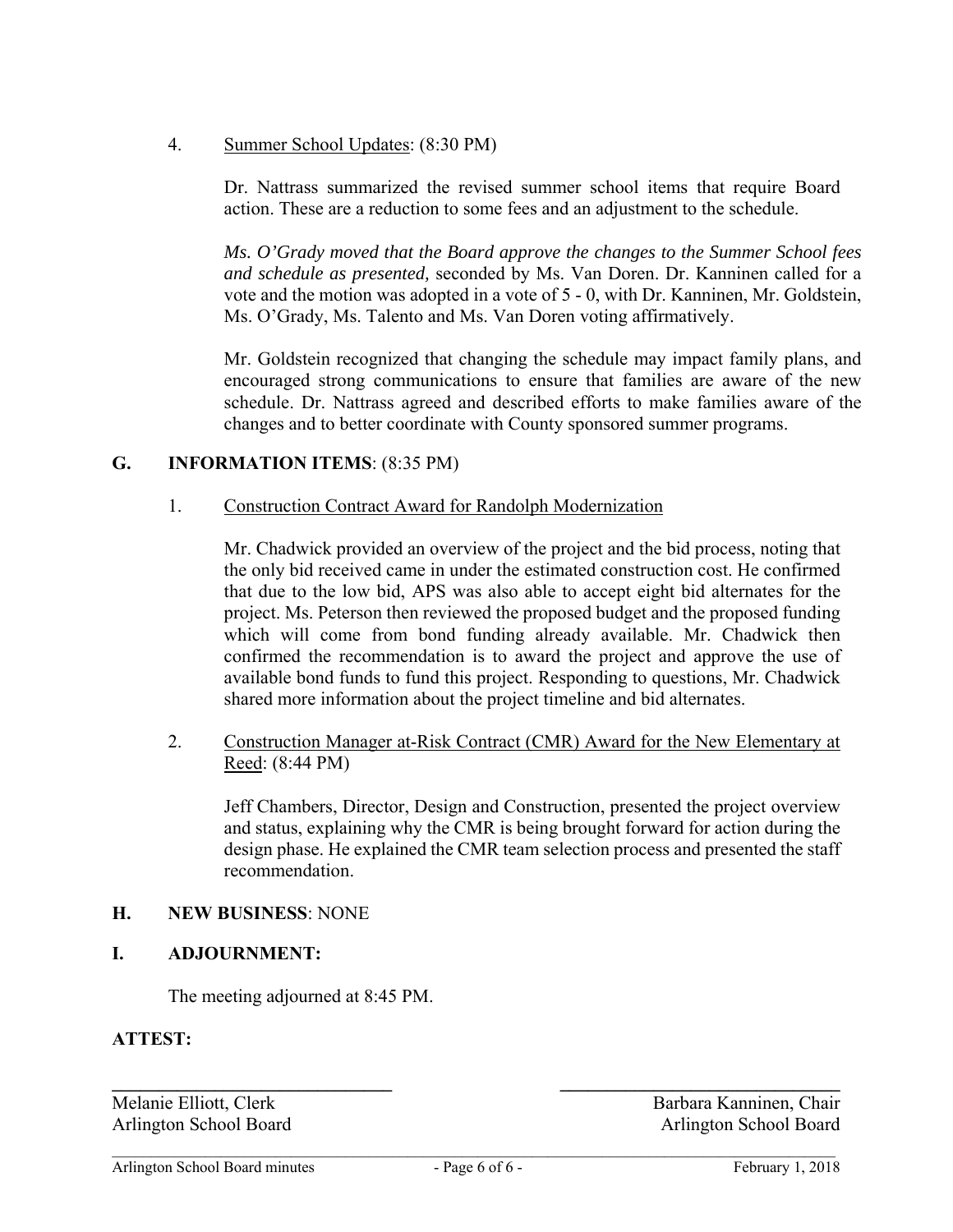4. Summer School Updates: (8:30 PM)

   Dr. Nattrass summarized the revised summer school items that require Board action. These are a reduction to some fees and an adjustment to the schedule.

   *Ms. O'Grady moved that the Board approve the changes to the Summer School fees and schedule as presented,* seconded by Ms. Van Doren. Dr. Kanninen called for a vote and the motion was adopted in a vote of 5 - 0, with Dr. Kanninen, Mr. Goldstein, Ms. O'Grady, Ms. Talento and Ms. Van Doren voting affirmatively.

   Mr. Goldstein recognized that changing the schedule may impact family plans, and encouraged strong communications to ensure that families are aware of the new schedule. Dr. Nattrass agreed and described efforts to make families aware of the changes and to better coordinate with County sponsored summer programs.

## G. INFORMATION ITEMS: (8:35 PM)

1. Construction Contract Award for Randolph Modernization

   Mr. Chadwick provided an overview of the project and the bid process, noting that the only bid received came in under the estimated construction cost. He confirmed that due to the low bid, APS was also able to accept eight bid alternates for the project. Ms. Peterson then reviewed the proposed budget and the proposed funding which will come from bond funding already available. Mr. Chadwick then confirmed the recommendation is to award the project and approve the use of available bond funds to fund this project. Responding to questions, Mr. Chadwick shared more information about the project timeline and bid alternates.

2. Construction Manager at-Risk Contract (CMR) Award for the New Elementary at Reed: (8:44 PM)

   Jeff Chambers, Director, Design and Construction, presented the project overview and status, explaining why the CMR is being brought forward for action during the design phase. He explained the CMR team selection process and presented the staff recommendation.

## H. NEW BUSINESS: NONE

## I. ADJOURNMENT:

The meeting adjourned at 8:45 PM.

**ATTEST:**

\_\_\_\_\_\_\_\_\_\_\_\_\_\_\_\_\_\_\_\_\_\_\_\_\_\_\_\_\_\_
Melanie Elliott, Clerk
Arlington School Board

\_\_\_\_\_\_\_\_\_\_\_\_\_\_\_\_\_\_\_\_\_\_\_\_\_\_\_\_\_\_
Barbara Kanninen, Chair
Arlington School Board